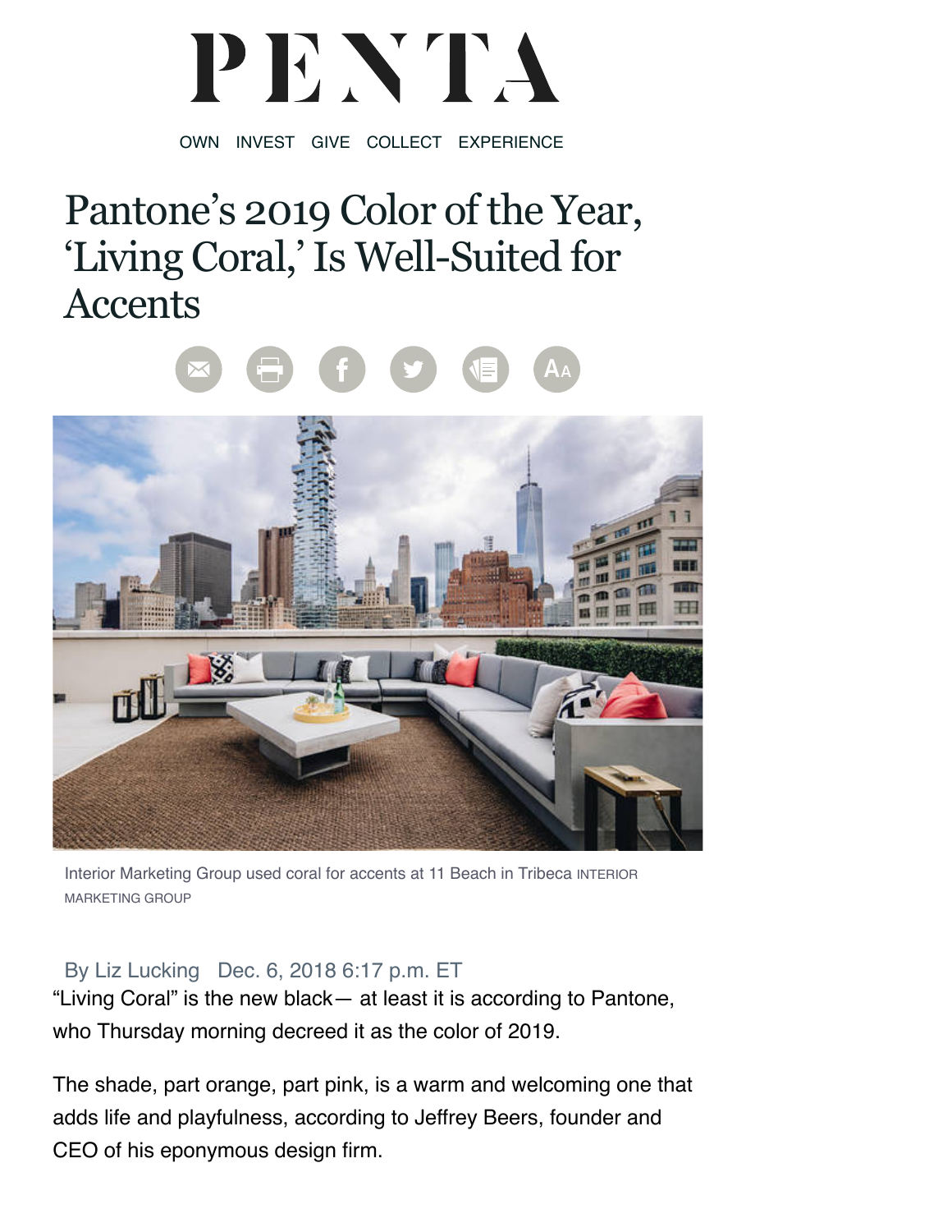# PENTA

OWN INVEST GIVE COLLECT EXPERIENCE

# Pantone's 2019 Color of the Year, 'Living Coral,' Is Well-Suited for Accents

Interior Marketing Group used coral for accents at 11 Beach in Tribeca INTERIOR MARKETING GROUP

By Liz Lucking Dec. 6, 2018 6:17 p.m. ET

"Living Coral" is the new black— at least it is according to Pantone, who Thursday morning decreed it as the color of 2019.

The shade, part orange, part pink, is a warm and welcoming one that adds life and playfulness, according to Jeffrey Beers, founder and CEO of his eponymous design firm.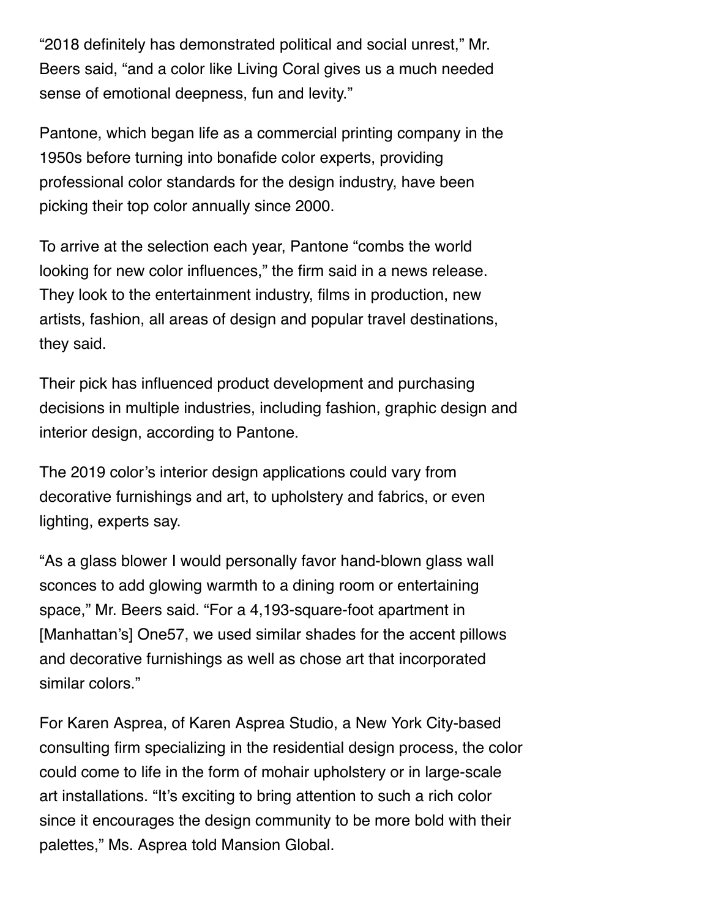“2018 definitely has demonstrated political and social unrest,” Mr. Beers said, “and a color like Living Coral gives us a much needed sense of emotional deepness, fun and levity.”

Pantone, which began life as a commercial printing company in the 1950s before turning into bonafide color experts, providing professional color standards for the design industry, have been picking their top color annually since 2000.

To arrive at the selection each year, Pantone “combs the world looking for new color influences,” the firm said in a news release. They look to the entertainment industry, films in production, new artists, fashion, all areas of design and popular travel destinations, they said.

Their pick has influenced product development and purchasing decisions in multiple industries, including fashion, graphic design and interior design, according to Pantone.

The 2019 color’s interior design applications could vary from decorative furnishings and art, to upholstery and fabrics, or even lighting, experts say.

“As a glass blower I would personally favor hand-blown glass wall sconces to add glowing warmth to a dining room or entertaining space,” Mr. Beers said. “For a 4,193-square-foot apartment in [Manhattan’s] One57, we used similar shades for the accent pillows and decorative furnishings as well as chose art that incorporated similar colors.”

For Karen Asprea, of Karen Asprea Studio, a New York City-based consulting firm specializing in the residential design process, the color could come to life in the form of mohair upholstery or in large-scale art installations. “It’s exciting to bring attention to such a rich color since it encourages the design community to be more bold with their palettes,” Ms. Asprea told Mansion Global.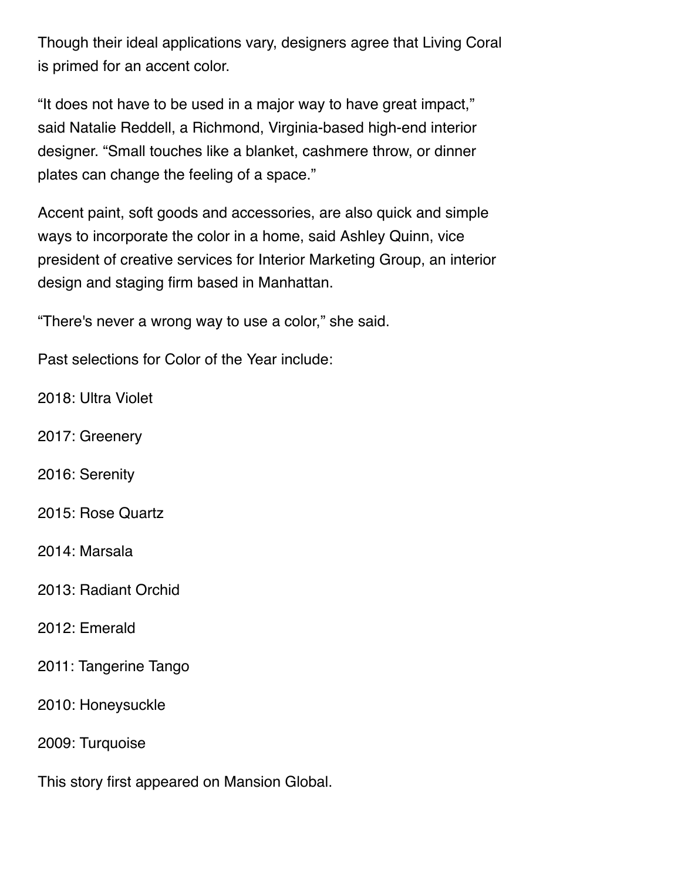Though their ideal applications vary, designers agree that Living Coral is primed for an accent color.

“It does not have to be used in a major way to have great impact,” said Natalie Reddell, a Richmond, Virginia-based high-end interior designer. “Small touches like a blanket, cashmere throw, or dinner plates can change the feeling of a space.”

Accent paint, soft goods and accessories, are also quick and simple ways to incorporate the color in a home, said Ashley Quinn, vice president of creative services for Interior Marketing Group, an interior design and staging firm based in Manhattan.

“There's never a wrong way to use a color,” she said.

Past selections for Color of the Year include:

2018: Ultra Violet

2017: Greenery

2016: Serenity

2015: Rose Quartz

2014: Marsala

2013: Radiant Orchid

2012: Emerald

2011: Tangerine Tango

2010: Honeysuckle

2009: Turquoise

This story first appeared on Mansion Global.